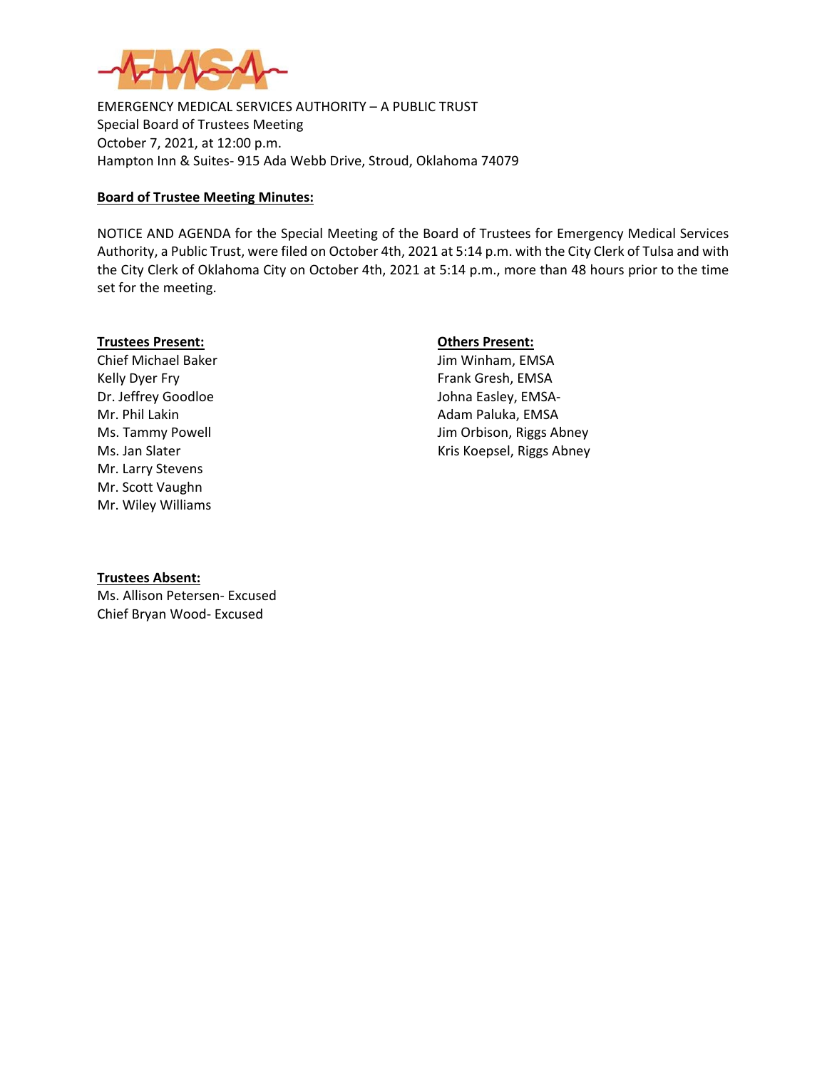EMERGENCY MEDICAL SERVICES AUTHORITY – A PUBLIC TRUST
Special Board of Trustees Meeting
October 7, 2021, at 12:00 p.m.
Hampton Inn & Suites- 915 Ada Webb Drive, Stroud, Oklahoma 74079

**Board of Trustee Meeting Minutes:**

NOTICE AND AGENDA for the Special Meeting of the Board of Trustees for Emergency Medical Services Authority, a Public Trust, were filed on October 4th, 2021 at 5:14 p.m. with the City Clerk of Tulsa and with the City Clerk of Oklahoma City on October 4th, 2021 at 5:14 p.m., more than 48 hours prior to the time set for the meeting.

**Trustees Present:**
Chief Michael Baker
Kelly Dyer Fry
Dr. Jeffrey Goodloe
Mr. Phil Lakin
Ms. Tammy Powell
Ms. Jan Slater
Mr. Larry Stevens
Mr. Scott Vaughn
Mr. Wiley Williams

**Others Present:**
Jim Winham, EMSA
Frank Gresh, EMSA
Johna Easley, EMSA-
Adam Paluka, EMSA
Jim Orbison, Riggs Abney
Kris Koepsel, Riggs Abney

**Trustees Absent:**
Ms. Allison Petersen- Excused
Chief Bryan Wood- Excused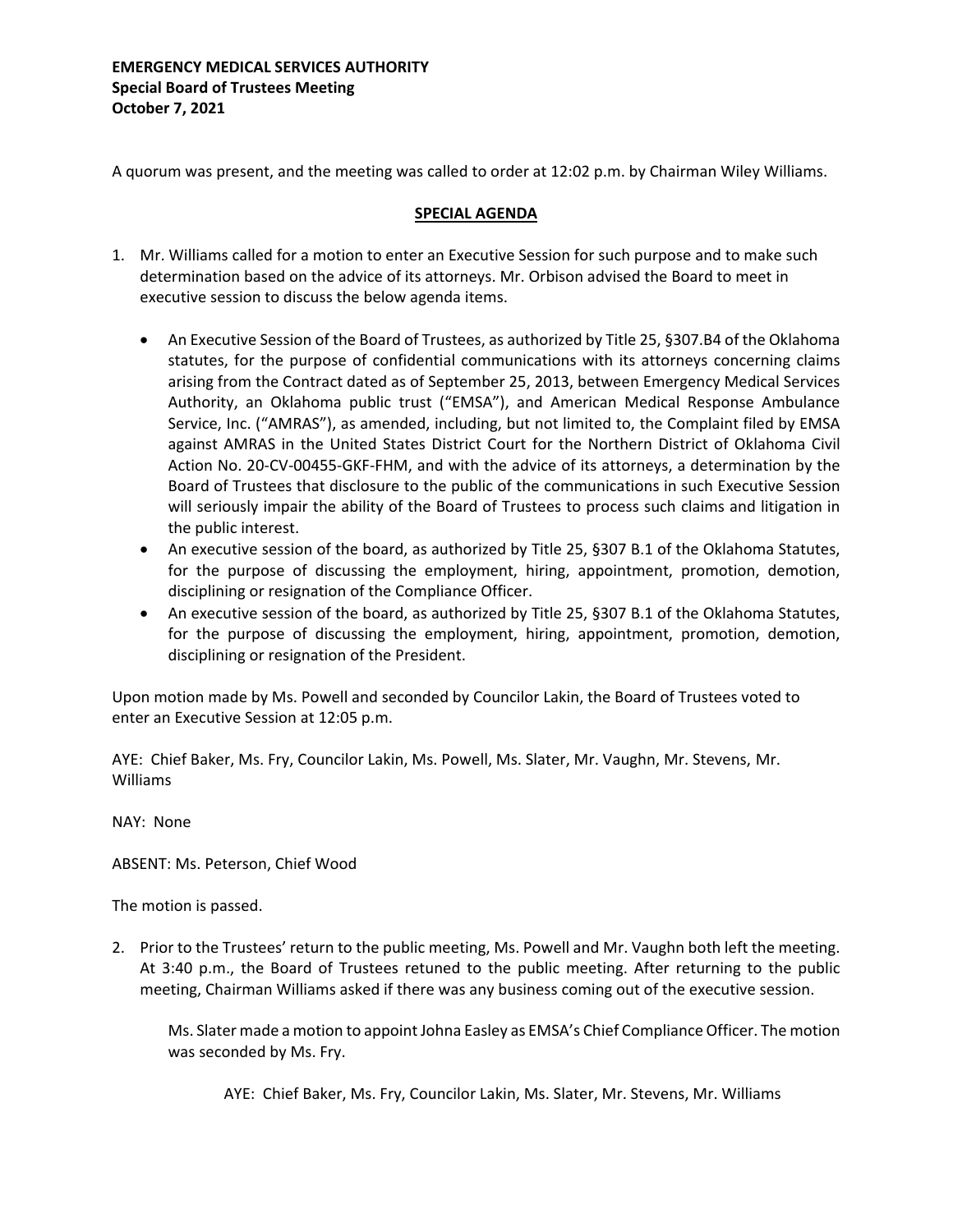**EMERGENCY MEDICAL SERVICES AUTHORITY**
**Special Board of Trustees Meeting**
**October 7, 2021**

A quorum was present, and the meeting was called to order at 12:02 p.m. by Chairman Wiley Williams.

## SPECIAL AGENDA

1. Mr. Williams called for a motion to enter an Executive Session for such purpose and to make such determination based on the advice of its attorneys. Mr. Orbison advised the Board to meet in executive session to discuss the below agenda items.

   - An Executive Session of the Board of Trustees, as authorized by Title 25, §307.B4 of the Oklahoma statutes, for the purpose of confidential communications with its attorneys concerning claims arising from the Contract dated as of September 25, 2013, between Emergency Medical Services Authority, an Oklahoma public trust ("EMSA"), and American Medical Response Ambulance Service, Inc. ("AMRAS"), as amended, including, but not limited to, the Complaint filed by EMSA against AMRAS in the United States District Court for the Northern District of Oklahoma Civil Action No. 20-CV-00455-GKF-FHM, and with the advice of its attorneys, a determination by the Board of Trustees that disclosure to the public of the communications in such Executive Session will seriously impair the ability of the Board of Trustees to process such claims and litigation in the public interest.
   - An executive session of the board, as authorized by Title 25, §307 B.1 of the Oklahoma Statutes, for the purpose of discussing the employment, hiring, appointment, promotion, demotion, disciplining or resignation of the Compliance Officer.
   - An executive session of the board, as authorized by Title 25, §307 B.1 of the Oklahoma Statutes, for the purpose of discussing the employment, hiring, appointment, promotion, demotion, disciplining or resignation of the President.

Upon motion made by Ms. Powell and seconded by Councilor Lakin, the Board of Trustees voted to enter an Executive Session at 12:05 p.m.

AYE: Chief Baker, Ms. Fry, Councilor Lakin, Ms. Powell, Ms. Slater, Mr. Vaughn, Mr. Stevens, Mr. Williams

NAY: None

ABSENT: Ms. Peterson, Chief Wood

The motion is passed.

2. Prior to the Trustees' return to the public meeting, Ms. Powell and Mr. Vaughn both left the meeting. At 3:40 p.m., the Board of Trustees retuned to the public meeting. After returning to the public meeting, Chairman Williams asked if there was any business coming out of the executive session.

   Ms. Slater made a motion to appoint Johna Easley as EMSA's Chief Compliance Officer. The motion was seconded by Ms. Fry.

   AYE: Chief Baker, Ms. Fry, Councilor Lakin, Ms. Slater, Mr. Stevens, Mr. Williams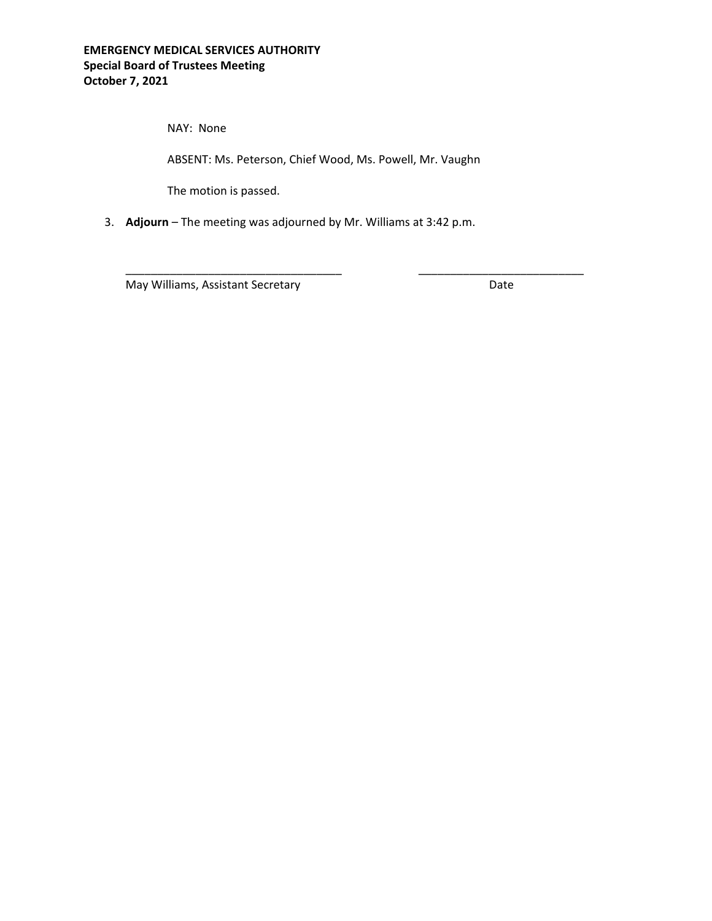NAY: None

ABSENT: Ms. Peterson, Chief Wood, Ms. Powell, Mr. Vaughn

The motion is passed.

3. **Adjourn** – The meeting was adjourned by Mr. Williams at 3:42 p.m.

___________________________________ ___________________________

May Williams, Assistant Secretary Date